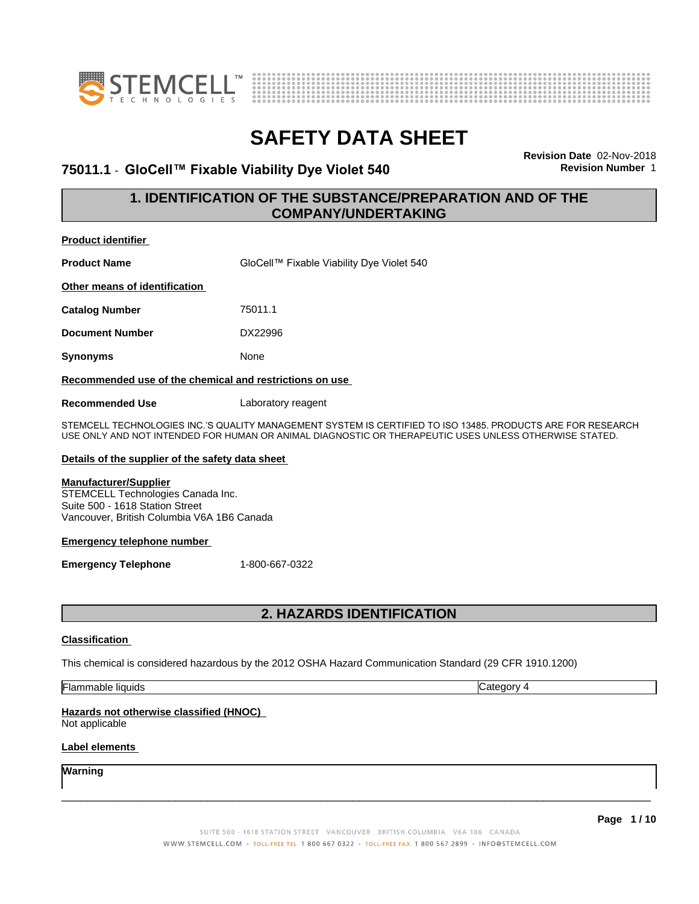# SAFETY DATA SHEET

**75011.1 - GloCell™ Fixable Viability Dye Violet 540**

**Revision Date** 02-Nov-2018
**Revision Number** 1

## 1. IDENTIFICATION OF THE SUBSTANCE/PREPARATION AND OF THE COMPANY/UNDERTAKING

**Product identifier**

**Product Name** GloCell™ Fixable Viability Dye Violet 540

**Other means of identification**

**Catalog Number** 75011.1

**Document Number** DX22996

**Synonyms** None

**Recommended use of the chemical and restrictions on use**

**Recommended Use** Laboratory reagent

STEMCELL TECHNOLOGIES INC.'S QUALITY MANAGEMENT SYSTEM IS CERTIFIED TO ISO 13485. PRODUCTS ARE FOR RESEARCH USE ONLY AND NOT INTENDED FOR HUMAN OR ANIMAL DIAGNOSTIC OR THERAPEUTIC USES UNLESS OTHERWISE STATED.

**Details of the supplier of the safety data sheet**

**Manufacturer/Supplier**
STEMCELL Technologies Canada Inc.
Suite 500 - 1618 Station Street
Vancouver, British Columbia V6A 1B6 Canada

**Emergency telephone number**

**Emergency Telephone** 1-800-667-0322

## 2. HAZARDS IDENTIFICATION

**Classification**

This chemical is considered hazardous by the 2012 OSHA Hazard Communication Standard (29 CFR 1910.1200)

| Flammable liquids | Category 4 |
|---|---|

**Hazards not otherwise classified (HNOC)**
Not applicable

**Label elements**

**Warning**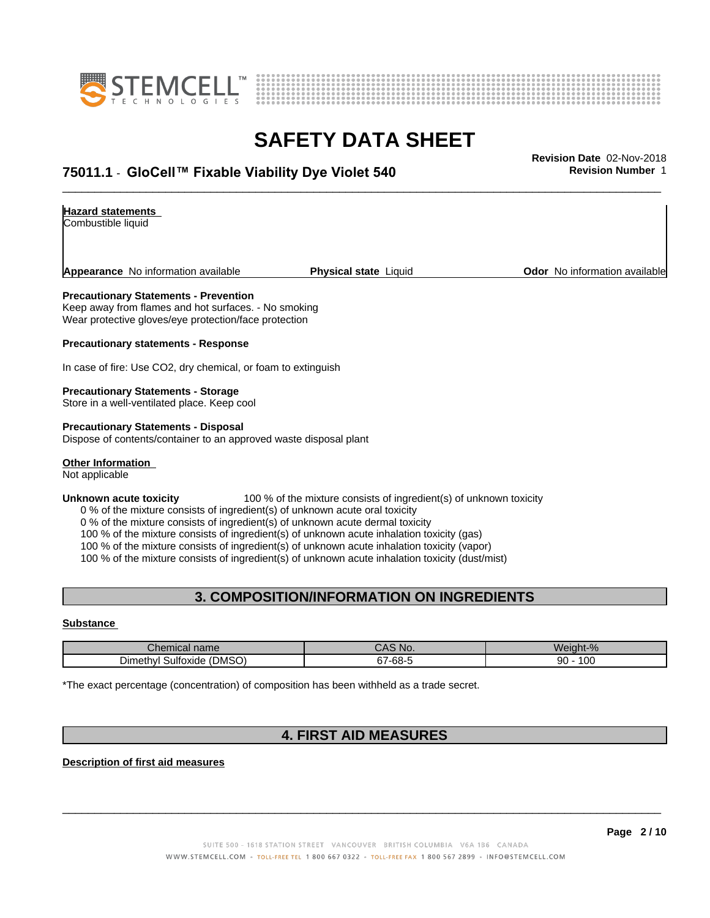**Hazard statements**
Combustible liquid

**Appearance** No information available **Physical state** Liquid **Odor** No information available

**Precautionary Statements - Prevention**
Keep away from flames and hot surfaces. - No smoking
Wear protective gloves/eye protection/face protection

**Precautionary statements - Response**

In case of fire: Use CO2, dry chemical, or foam to extinguish

**Precautionary Statements - Storage**
Store in a well-ventilated place. Keep cool

**Precautionary Statements - Disposal**
Dispose of contents/container to an approved waste disposal plant

**Other Information**
Not applicable

**Unknown acute toxicity** 100 % of the mixture consists of ingredient(s) of unknown toxicity
0 % of the mixture consists of ingredient(s) of unknown acute oral toxicity
0 % of the mixture consists of ingredient(s) of unknown acute dermal toxicity
100 % of the mixture consists of ingredient(s) of unknown acute inhalation toxicity (gas)
100 % of the mixture consists of ingredient(s) of unknown acute inhalation toxicity (vapor)
100 % of the mixture consists of ingredient(s) of unknown acute inhalation toxicity (dust/mist)

## 3. COMPOSITION/INFORMATION ON INGREDIENTS

**Substance**

| Chemical name | CAS No. | Weight-% |
|---|---|---|
| Dimethyl Sulfoxide (DMSO) | 67-68-5 | 90 - 100 |

*The exact percentage (concentration) of composition has been withheld as a trade secret.

## 4. FIRST AID MEASURES

**Description of first aid measures**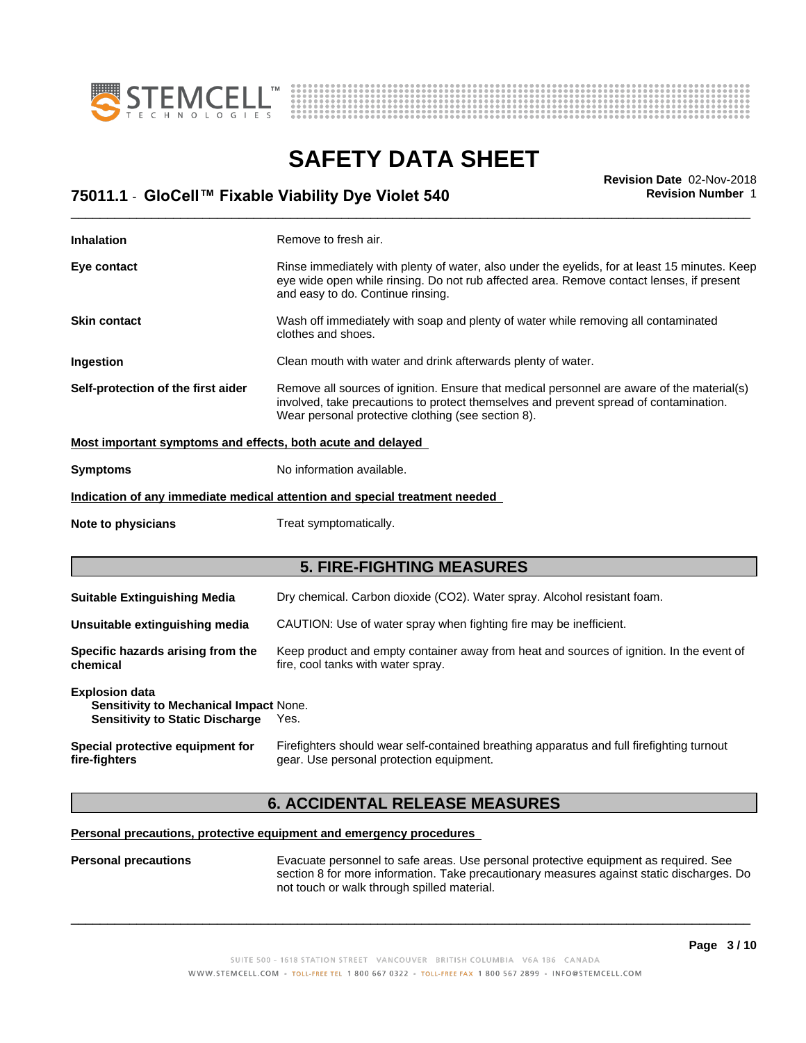| | |
|---|---|
| **Inhalation** | Remove to fresh air. |
| **Eye contact** | Rinse immediately with plenty of water, also under the eyelids, for at least 15 minutes. Keep eye wide open while rinsing. Do not rub affected area. Remove contact lenses, if present and easy to do. Continue rinsing. |
| **Skin contact** | Wash off immediately with soap and plenty of water while removing all contaminated clothes and shoes. |
| **Ingestion** | Clean mouth with water and drink afterwards plenty of water. |
| **Self-protection of the first aider** | Remove all sources of ignition. Ensure that medical personnel are aware of the material(s) involved, take precautions to protect themselves and prevent spread of contamination. Wear personal protective clothing (see section 8). |

**Most important symptoms and effects, both acute and delayed**

| | |
|---|---|
| **Symptoms** | No information available. |

**Indication of any immediate medical attention and special treatment needed**

| | |
|---|---|
| **Note to physicians** | Treat symptomatically. |

## 5. FIRE-FIGHTING MEASURES

| | |
|---|---|
| **Suitable Extinguishing Media** | Dry chemical. Carbon dioxide ($CO_2$). Water spray. Alcohol resistant foam. |
| **Unsuitable extinguishing media** | CAUTION: Use of water spray when fighting fire may be inefficient. |
| **Specific hazards arising from the chemical** | Keep product and empty container away from heat and sources of ignition. In the event of fire, cool tanks with water spray. |

**Explosion data**
**Sensitivity to Mechanical Impact** None.
**Sensitivity to Static Discharge** Yes.

| | |
|---|---|
| **Special protective equipment for fire-fighters** | Firefighters should wear self-contained breathing apparatus and full firefighting turnout gear. Use personal protection equipment. |

## 6. ACCIDENTAL RELEASE MEASURES

**Personal precautions, protective equipment and emergency procedures**

| | |
|---|---|
| **Personal precautions** | Evacuate personnel to safe areas. Use personal protective equipment as required. See section 8 for more information. Take precautionary measures against static discharges. Do not touch or walk through spilled material. |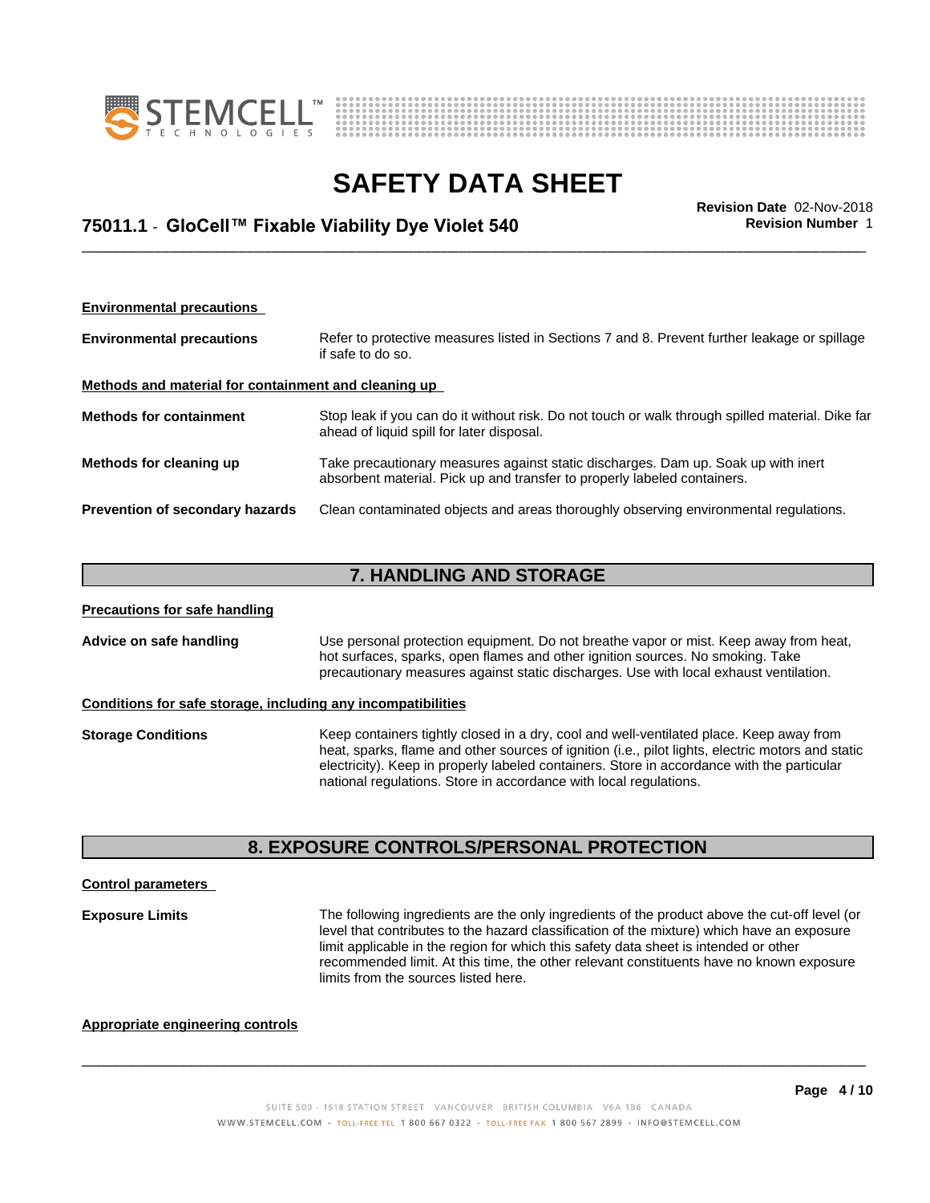#### Environmental precautions

**Environmental precautions** Refer to protective measures listed in Sections 7 and 8. Prevent further leakage or spillage if safe to do so.

#### Methods and material for containment and cleaning up

**Methods for containment** Stop leak if you can do it without risk. Do not touch or walk through spilled material. Dike far ahead of liquid spill for later disposal.

**Methods for cleaning up** Take precautionary measures against static discharges. Dam up. Soak up with inert absorbent material. Pick up and transfer to properly labeled containers.

**Prevention of secondary hazards** Clean contaminated objects and areas thoroughly observing environmental regulations.

## 7. HANDLING AND STORAGE

#### Precautions for safe handling

**Advice on safe handling** Use personal protection equipment. Do not breathe vapor or mist. Keep away from heat, hot surfaces, sparks, open flames and other ignition sources. No smoking. Take precautionary measures against static discharges. Use with local exhaust ventilation.

#### Conditions for safe storage, including any incompatibilities

**Storage Conditions** Keep containers tightly closed in a dry, cool and well-ventilated place. Keep away from heat, sparks, flame and other sources of ignition (i.e., pilot lights, electric motors and static electricity). Keep in properly labeled containers. Store in accordance with the particular national regulations. Store in accordance with local regulations.

## 8. EXPOSURE CONTROLS/PERSONAL PROTECTION

#### Control parameters

**Exposure Limits** The following ingredients are the only ingredients of the product above the cut-off level (or level that contributes to the hazard classification of the mixture) which have an exposure limit applicable in the region for which this safety data sheet is intended or other recommended limit. At this time, the other relevant constituents have no known exposure limits from the sources listed here.

#### Appropriate engineering controls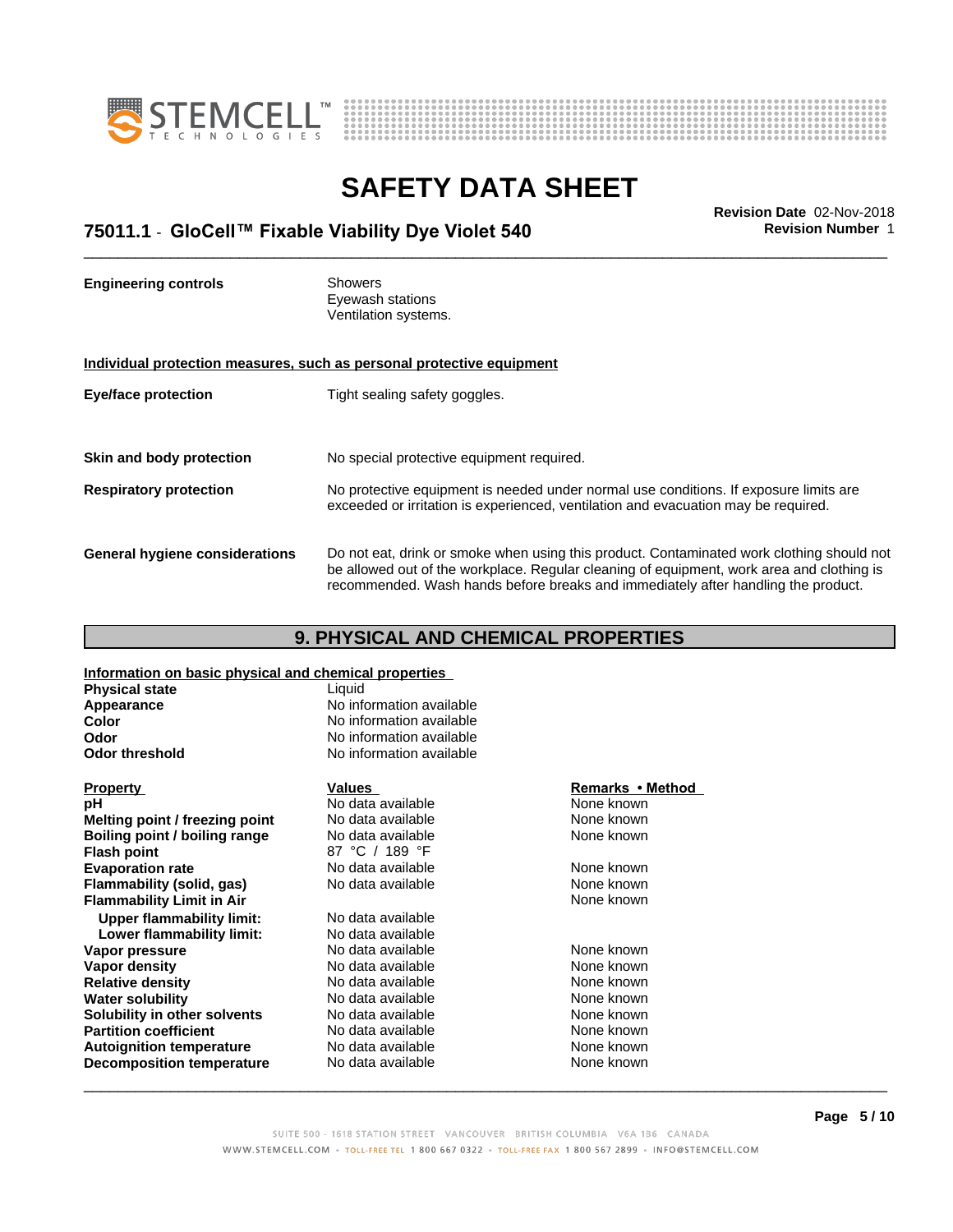| | |
|---|---|
| **Engineering controls** | Showers<br>Eyewash stations<br>Ventilation systems. |

**Individual protection measures, such as personal protective equipment**

| | |
|---|---|
| **Eye/face protection** | Tight sealing safety goggles. |
| **Skin and body protection** | No special protective equipment required. |
| **Respiratory protection** | No protective equipment is needed under normal use conditions. If exposure limits are exceeded or irritation is experienced, ventilation and evacuation may be required. |
| **General hygiene considerations** | Do not eat, drink or smoke when using this product. Contaminated work clothing should not be allowed out of the workplace. Regular cleaning of equipment, work area and clothing is recommended. Wash hands before breaks and immediately after handling the product. |

## 9. PHYSICAL AND CHEMICAL PROPERTIES

**Information on basic physical and chemical properties**

| | |
|---|---|
| **Physical state** | Liquid |
| **Appearance** | No information available |
| **Color** | No information available |
| **Odor** | No information available |
| **Odor threshold** | No information available |

| Property | Values | Remarks • Method |
|---|---|---|
| **pH** | No data available | None known |
| **Melting point / freezing point** | No data available | None known |
| **Boiling point / boiling range** | No data available | None known |
| **Flash point** | 87 °C / 189 °F | |
| **Evaporation rate** | No data available | None known |
| **Flammability (solid, gas)** | No data available | None known |
| **Flammability Limit in Air** | | None known |
| **Upper flammability limit:** | No data available | |
| **Lower flammability limit:** | No data available | |
| **Vapor pressure** | No data available | None known |
| **Vapor density** | No data available | None known |
| **Relative density** | No data available | None known |
| **Water solubility** | No data available | None known |
| **Solubility in other solvents** | No data available | None known |
| **Partition coefficient** | No data available | None known |
| **Autoignition temperature** | No data available | None known |
| **Decomposition temperature** | No data available | None known |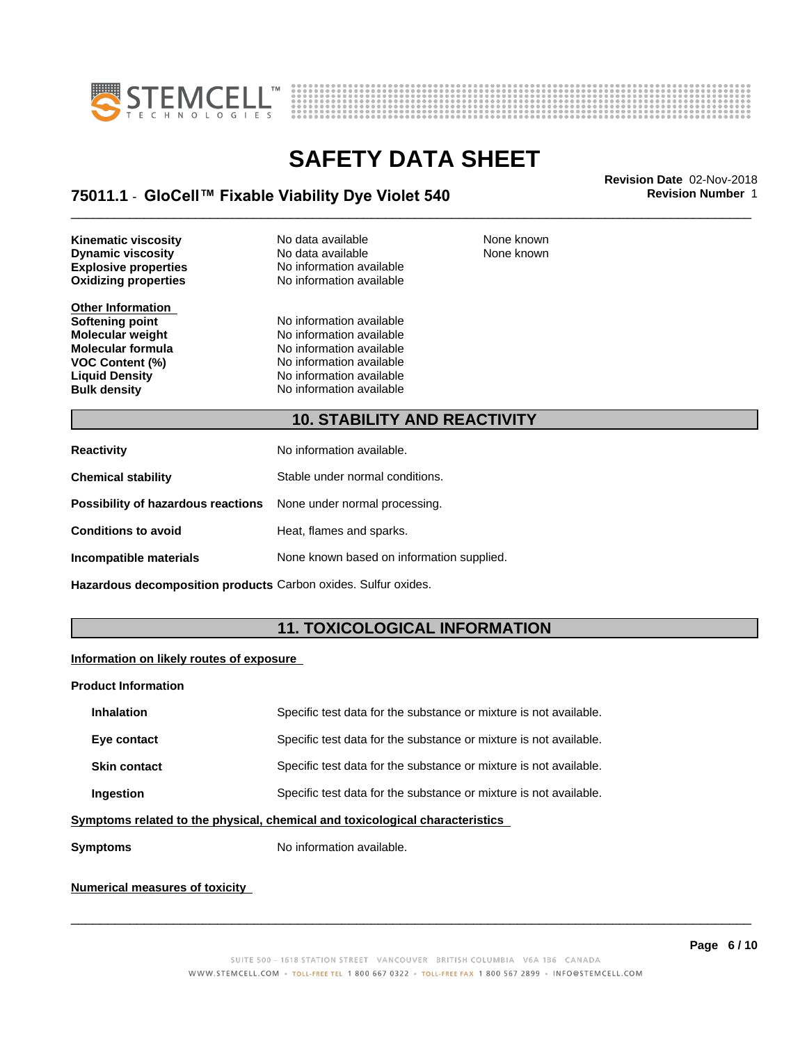| | | |
|---|---|---|
| **Kinematic viscosity** | No data available | None known |
| **Dynamic viscosity** | No data available | None known |
| **Explosive properties** | No information available | |
| **Oxidizing properties** | No information available | |

**Other Information**

| | |
|---|---|
| **Softening point** | No information available |
| **Molecular weight** | No information available |
| **Molecular formula** | No information available |
| **VOC Content (%)** | No information available |
| **Liquid Density** | No information available |
| **Bulk density** | No information available |

## 10. STABILITY AND REACTIVITY

| | |
|---|---|
| **Reactivity** | No information available. |
| **Chemical stability** | Stable under normal conditions. |
| **Possibility of hazardous reactions** | None under normal processing. |
| **Conditions to avoid** | Heat, flames and sparks. |
| **Incompatible materials** | None known based on information supplied. |
| **Hazardous decomposition products** | Carbon oxides. Sulfur oxides. |

## 11. TOXICOLOGICAL INFORMATION

**Information on likely routes of exposure**

**Product Information**

| | |
|---|---|
| **Inhalation** | Specific test data for the substance or mixture is not available. |
| **Eye contact** | Specific test data for the substance or mixture is not available. |
| **Skin contact** | Specific test data for the substance or mixture is not available. |
| **Ingestion** | Specific test data for the substance or mixture is not available. |

**Symptoms related to the physical, chemical and toxicological characteristics**

| | |
|---|---|
| **Symptoms** | No information available. |

**Numerical measures of toxicity**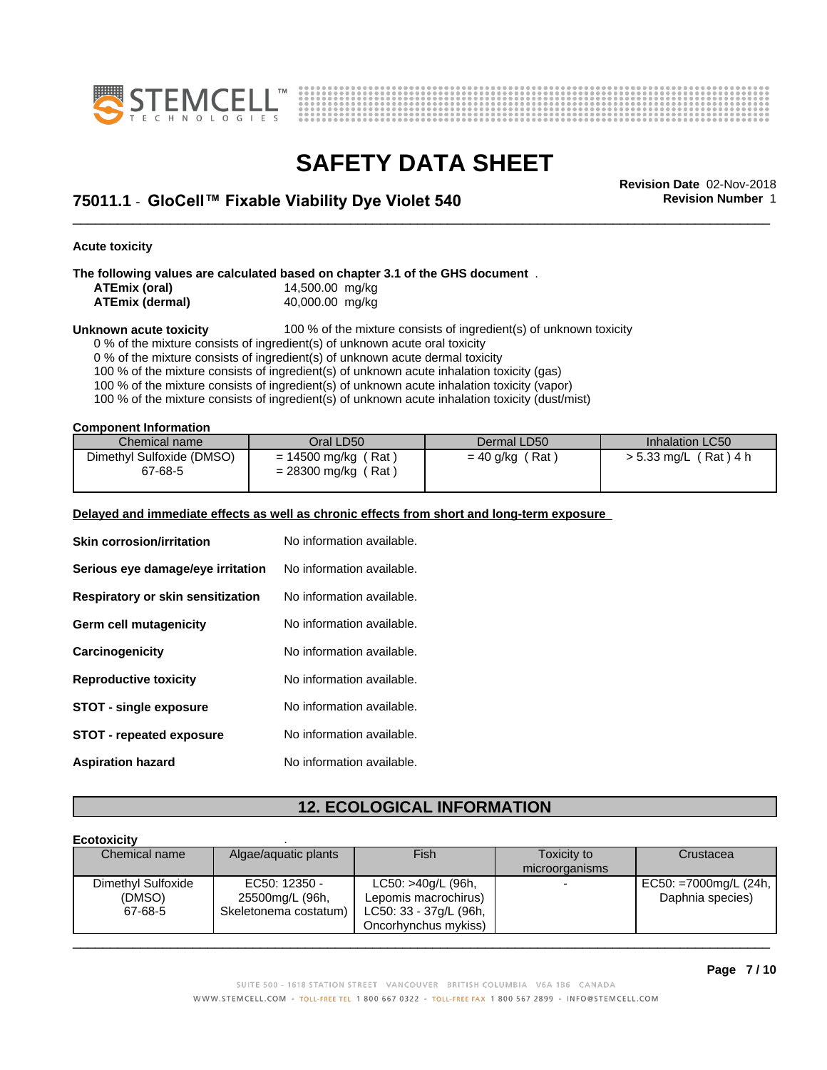**Acute toxicity**

**The following values are calculated based on chapter 3.1 of the GHS document** .

| | |
|---|---|
| **ATEmix (oral)** | 14,500.00 mg/kg |
| **ATEmix (dermal)** | 40,000.00 mg/kg |

**Unknown acute toxicity** 100 % of the mixture consists of ingredient(s) of unknown toxicity

0 % of the mixture consists of ingredient(s) of unknown acute oral toxicity
0 % of the mixture consists of ingredient(s) of unknown acute dermal toxicity
100 % of the mixture consists of ingredient(s) of unknown acute inhalation toxicity (gas)
100 % of the mixture consists of ingredient(s) of unknown acute inhalation toxicity (vapor)
100 % of the mixture consists of ingredient(s) of unknown acute inhalation toxicity (dust/mist)

**Component Information**

| Chemical name | Oral LD50 | Dermal LD50 | Inhalation LC50 |
|---|---|---|---|
| Dimethyl Sulfoxide (DMSO) 67-68-5 | = 14500 mg/kg ( Rat ) = 28300 mg/kg ( Rat ) | = 40 g/kg ( Rat ) | > 5.33 mg/L ( Rat ) 4 h |

**Delayed and immediate effects as well as chronic effects from short and long-term exposure**

**Skin corrosion/irritation** No information available.

**Serious eye damage/eye irritation** No information available.

**Respiratory or skin sensitization** No information available.

**Germ cell mutagenicity** No information available.

**Carcinogenicity** No information available.

**Reproductive toxicity** No information available.

**STOT - single exposure** No information available.

**STOT - repeated exposure** No information available.

**Aspiration hazard** No information available.

## 12. ECOLOGICAL INFORMATION

**Ecotoxicity** .

| Chemical name | Algae/aquatic plants | Fish | Toxicity to microorganisms | Crustacea |
|---|---|---|---|---|
| Dimethyl Sulfoxide (DMSO) 67-68-5 | EC50: 12350 - 25500mg/L (96h, Skeletonema costatum) | LC50: >40g/L (96h, Lepomis macrochirus) LC50: 33 - 37g/L (96h, Oncorhynchus mykiss) | - | EC50: =7000mg/L (24h, Daphnia species) |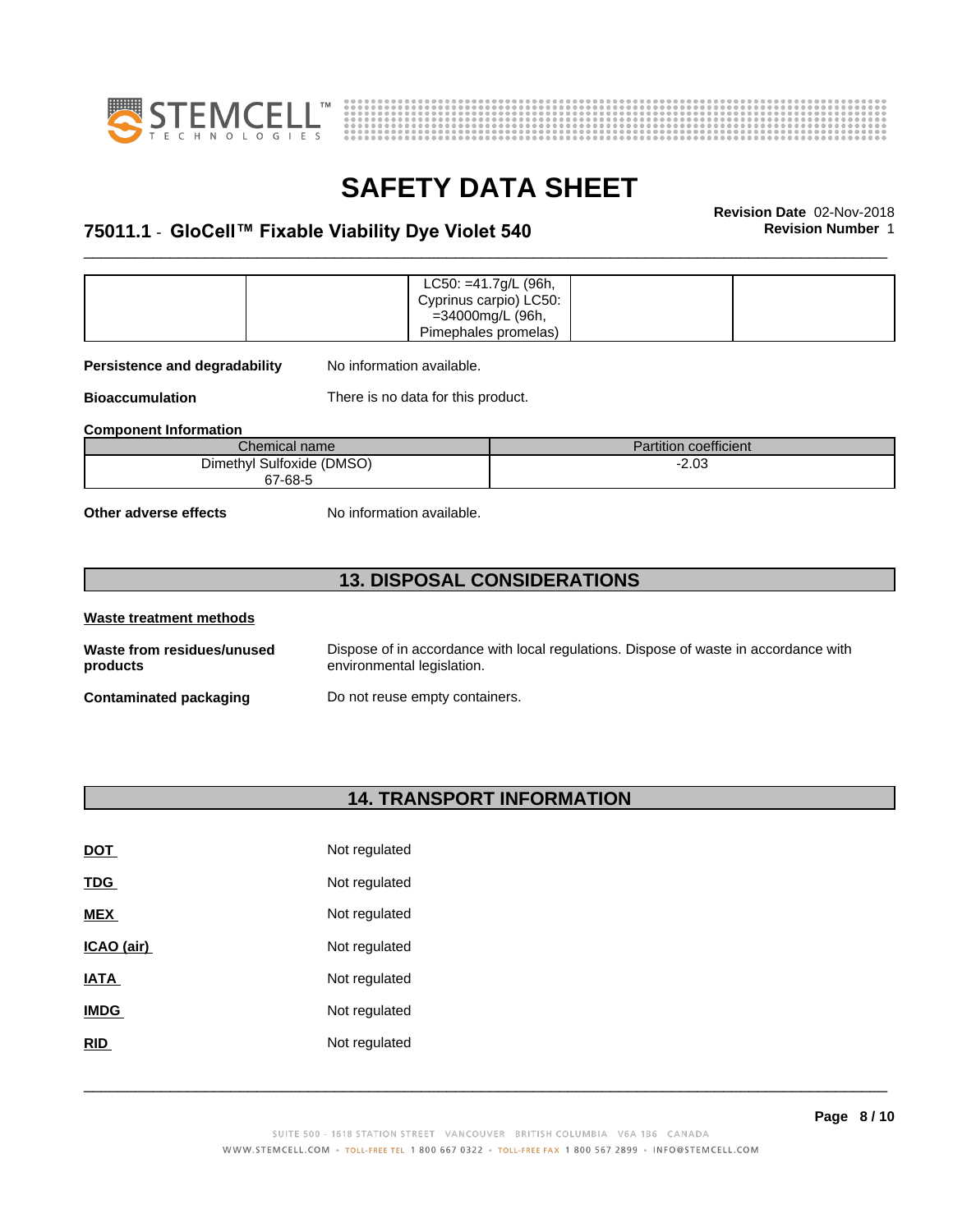| | | LC50: =41.7g/L (96h, Cyprinus carpio) LC50: =34000mg/L (96h, Pimephales promelas) | | |
|---|---|---|---|---|

**Persistence and degradability** No information available.

**Bioaccumulation** There is no data for this product.

**Component Information**

| Chemical name | Partition coefficient |
|---|---|
| Dimethyl Sulfoxide (DMSO) 67-68-5 | -2.03 |

**Other adverse effects** No information available.

## 13. DISPOSAL CONSIDERATIONS

**Waste treatment methods**

**Waste from residues/unused products** Dispose of in accordance with local regulations. Dispose of waste in accordance with environmental legislation.

**Contaminated packaging** Do not reuse empty containers.

## 14. TRANSPORT INFORMATION

**DOT** Not regulated

**TDG** Not regulated

**MEX** Not regulated

**ICAO (air)** Not regulated

**IATA** Not regulated

**IMDG** Not regulated

**RID** Not regulated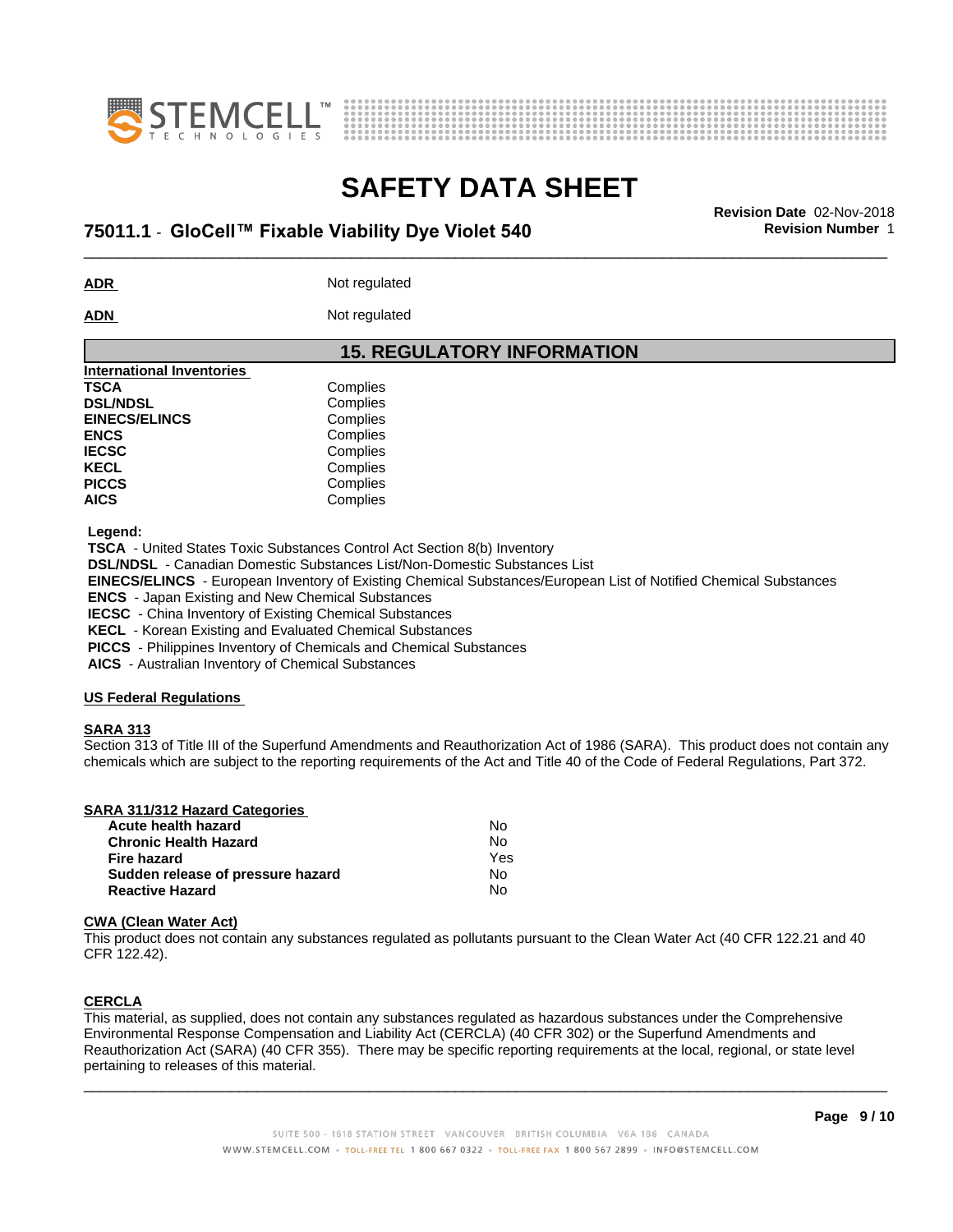**ADR** Not regulated

**ADN** Not regulated

## 15. REGULATORY INFORMATION

| International Inventories | |
|---|---|
| **TSCA** | Complies |
| **DSL/NDSL** | Complies |
| **EINECS/ELINCS** | Complies |
| **ENCS** | Complies |
| **IECSC** | Complies |
| **KECL** | Complies |
| **PICCS** | Complies |
| **AICS** | Complies |

**Legend:**
**TSCA** - United States Toxic Substances Control Act Section 8(b) Inventory
**DSL/NDSL** - Canadian Domestic Substances List/Non-Domestic Substances List
**EINECS/ELINCS** - European Inventory of Existing Chemical Substances/European List of Notified Chemical Substances
**ENCS** - Japan Existing and New Chemical Substances
**IECSC** - China Inventory of Existing Chemical Substances
**KECL** - Korean Existing and Evaluated Chemical Substances
**PICCS** - Philippines Inventory of Chemicals and Chemical Substances
**AICS** - Australian Inventory of Chemical Substances

**US Federal Regulations**

**SARA 313**
Section 313 of Title III of the Superfund Amendments and Reauthorization Act of 1986 (SARA). This product does not contain any chemicals which are subject to the reporting requirements of the Act and Title 40 of the Code of Federal Regulations, Part 372.

| SARA 311/312 Hazard Categories | |
|---|---|
| **Acute health hazard** | No |
| **Chronic Health Hazard** | No |
| **Fire hazard** | Yes |
| **Sudden release of pressure hazard** | No |
| **Reactive Hazard** | No |

**CWA (Clean Water Act)**
This product does not contain any substances regulated as pollutants pursuant to the Clean Water Act (40 CFR 122.21 and 40 CFR 122.42).

**CERCLA**
This material, as supplied, does not contain any substances regulated as hazardous substances under the Comprehensive Environmental Response Compensation and Liability Act (CERCLA) (40 CFR 302) or the Superfund Amendments and Reauthorization Act (SARA) (40 CFR 355). There may be specific reporting requirements at the local, regional, or state level pertaining to releases of this material.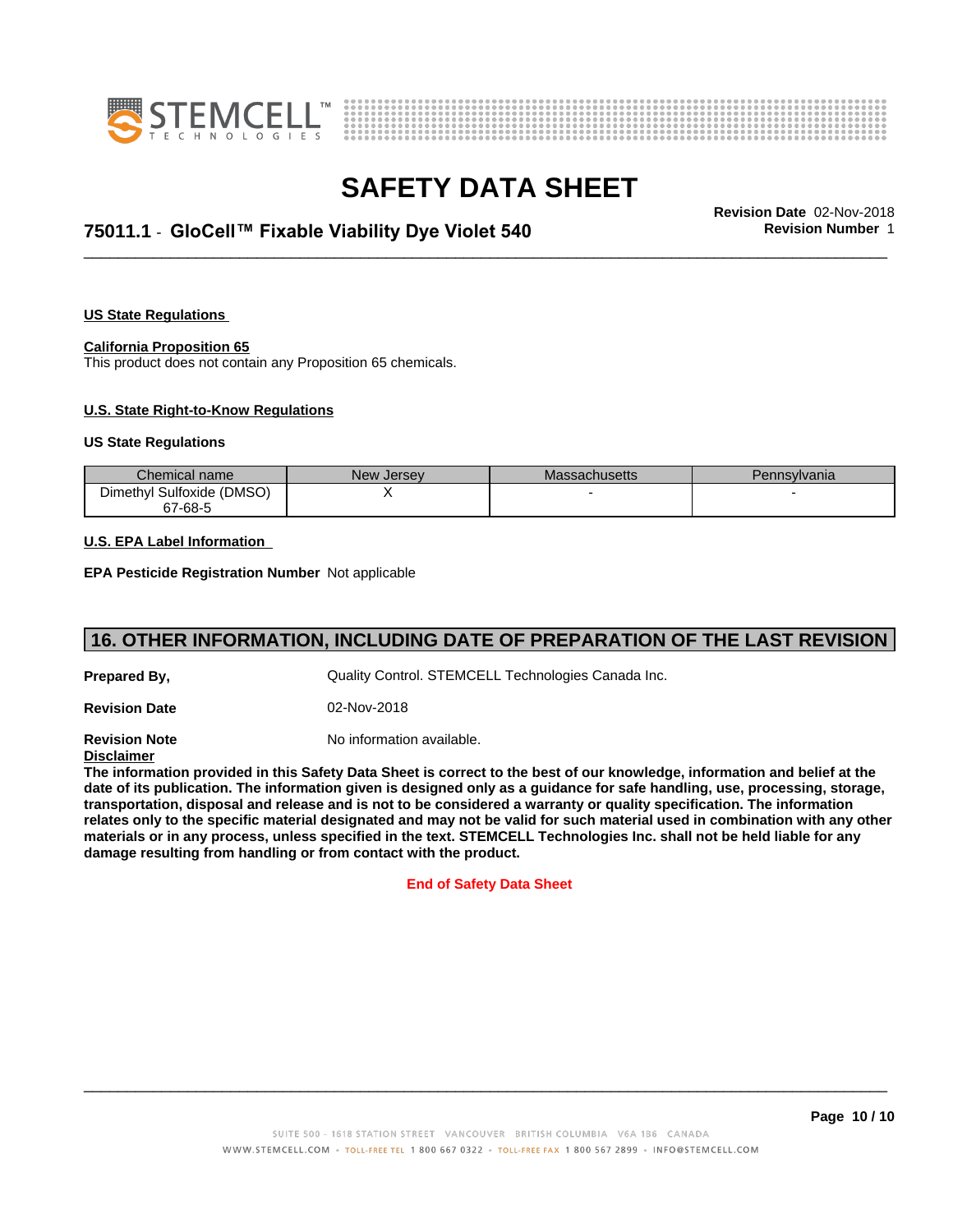**US State Regulations**

**California Proposition 65**

This product does not contain any Proposition 65 chemicals.

**U.S. State Right-to-Know Regulations**

**US State Regulations**

| Chemical name | New Jersey | Massachusetts | Pennsylvania |
|---|---|---|---|
| Dimethyl Sulfoxide (DMSO) 67-68-5 | X | - | - |

**U.S. EPA Label Information**

**EPA Pesticide Registration Number** Not applicable

## 16. OTHER INFORMATION, INCLUDING DATE OF PREPARATION OF THE LAST REVISION

**Prepared By,** Quality Control. STEMCELL Technologies Canada Inc.

**Revision Date** 02-Nov-2018

**Revision Note** No information available.

**Disclaimer**

**The information provided in this Safety Data Sheet is correct to the best of our knowledge, information and belief at the date of its publication. The information given is designed only as a guidance for safe handling, use, processing, storage, transportation, disposal and release and is not to be considered a warranty or quality specification. The information relates only to the specific material designated and may not be valid for such material used in combination with any other materials or in any process, unless specified in the text. STEMCELL Technologies Inc. shall not be held liable for any damage resulting from handling or from contact with the product.**

**End of Safety Data Sheet**